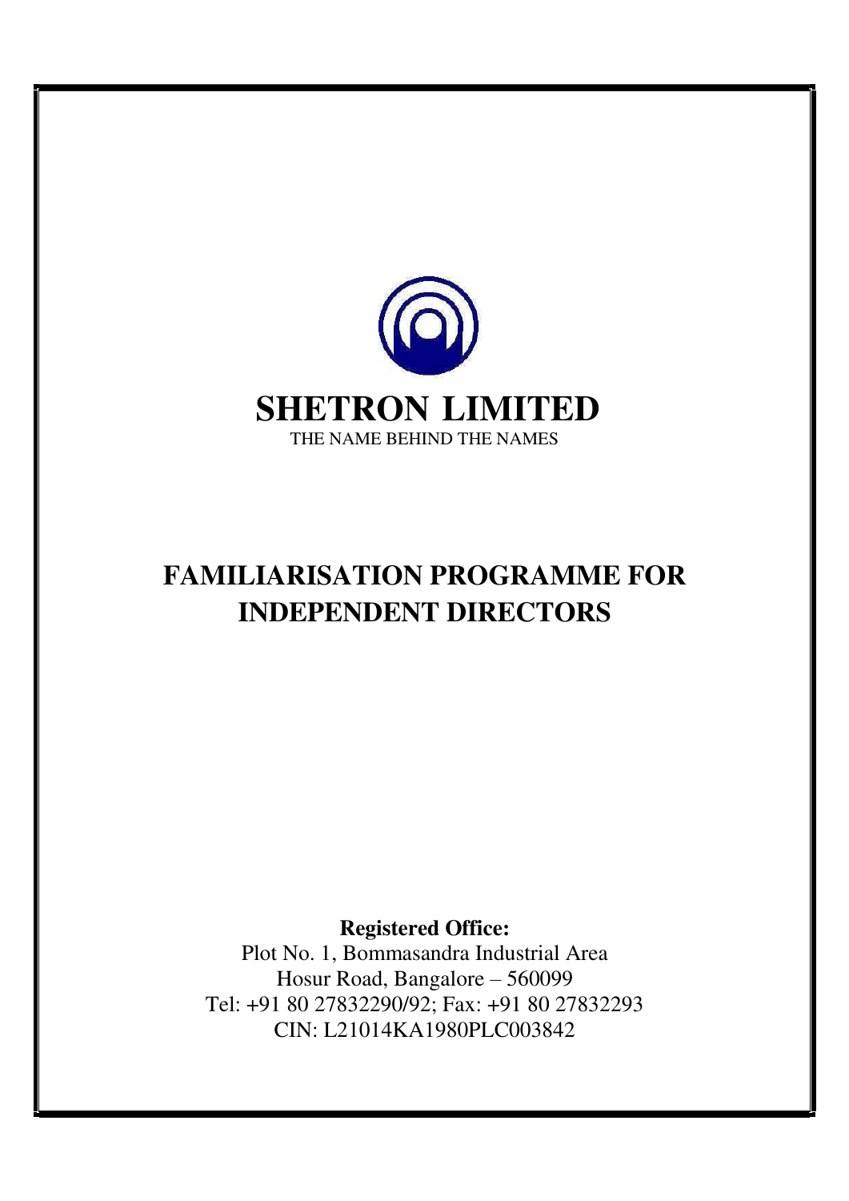# SHETRON LIMITED

THE NAME BEHIND THE NAMES

# FAMILIARISATION PROGRAMME FOR INDEPENDENT DIRECTORS

**Registered Office:**
Plot No. 1, Bommasandra Industrial Area
Hosur Road, Bangalore – 560099
Tel: +91 80 27832290/92; Fax: +91 80 27832293
CIN: L21014KA1980PLC003842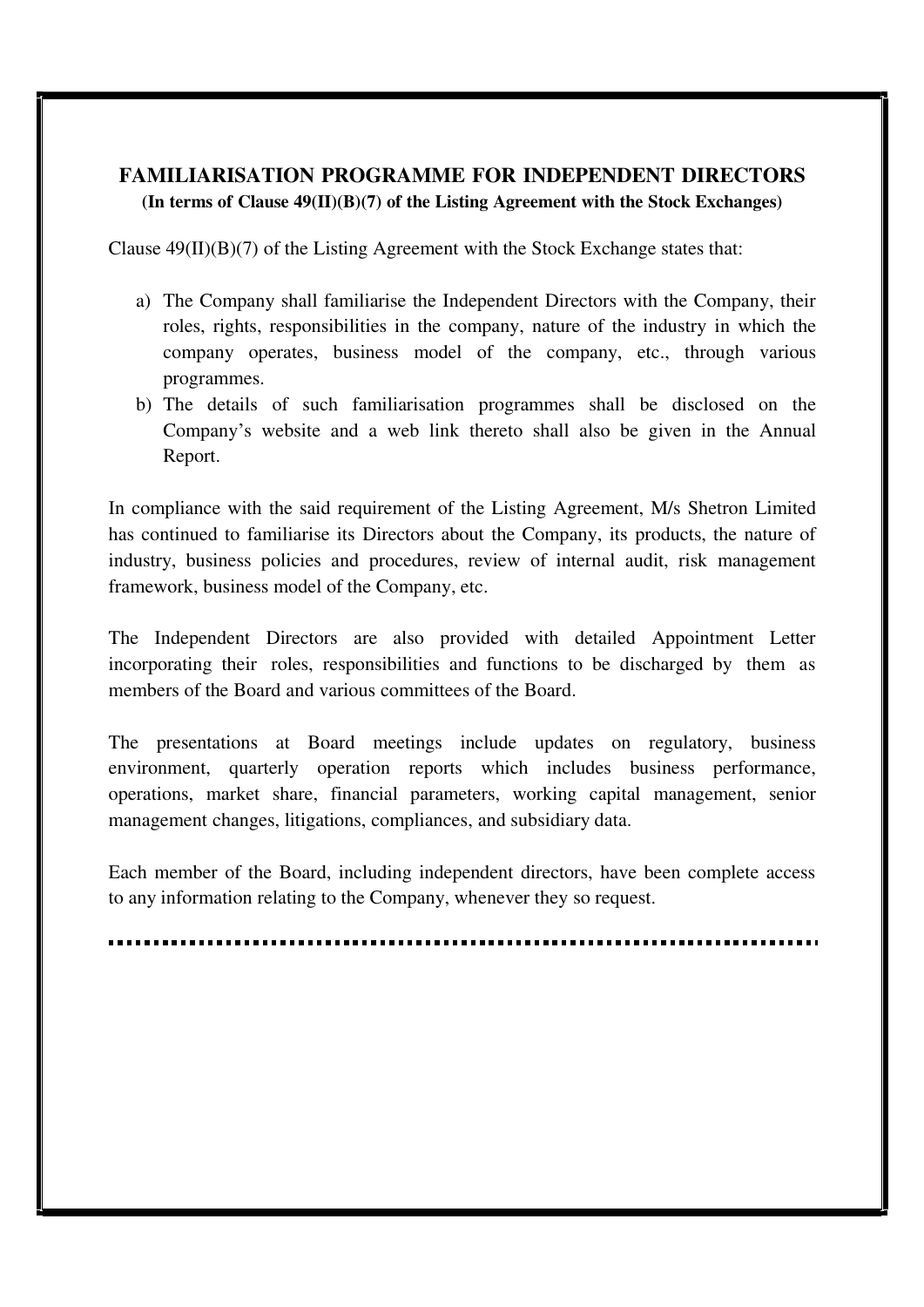# FAMILIARISATION PROGRAMME FOR INDEPENDENT DIRECTORS

**(In terms of Clause 49(II)(B)(7) of the Listing Agreement with the Stock Exchanges)**

Clause 49(II)(B)(7) of the Listing Agreement with the Stock Exchange states that:

a) The Company shall familiarise the Independent Directors with the Company, their roles, rights, responsibilities in the company, nature of the industry in which the company operates, business model of the company, etc., through various programmes.

b) The details of such familiarisation programmes shall be disclosed on the Company's website and a web link thereto shall also be given in the Annual Report.

In compliance with the said requirement of the Listing Agreement, M/s Shetron Limited has continued to familiarise its Directors about the Company, its products, the nature of industry, business policies and procedures, review of internal audit, risk management framework, business model of the Company, etc.

The Independent Directors are also provided with detailed Appointment Letter incorporating their roles, responsibilities and functions to be discharged by them as members of the Board and various committees of the Board.

The presentations at Board meetings include updates on regulatory, business environment, quarterly operation reports which includes business performance, operations, market share, financial parameters, working capital management, senior management changes, litigations, compliances, and subsidiary data.

Each member of the Board, including independent directors, have been complete access to any information relating to the Company, whenever they so request.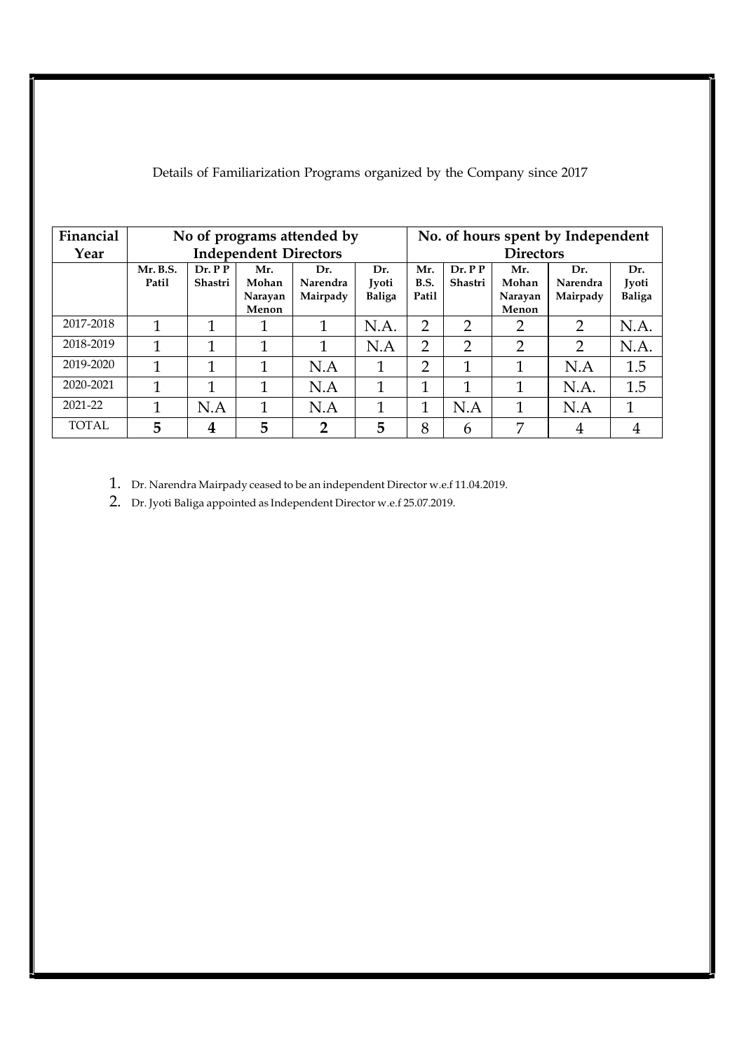Details of Familiarization Programs organized by the Company since 2017

| Financial Year | No of programs attended by Independent Directors | | | | | No. of hours spent by Independent Directors | | | | |
|---|---|---|---|---|---|---|---|---|---|---|
| | **Mr. B.S. Patil** | **Dr. P P Shastri** | **Mr. Mohan Narayan Menon** | **Dr. Narendra Mairpady** | **Dr. Jyoti Baliga** | **Mr. B.S. Patil** | **Dr. P P Shastri** | **Mr. Mohan Narayan Menon** | **Dr. Narendra Mairpady** | **Dr. Jyoti Baliga** |
| 2017-2018 | 1 | 1 | 1 | 1 | N.A. | 2 | 2 | 2 | 2 | N.A. |
| 2018-2019 | 1 | 1 | 1 | 1 | N.A | 2 | 2 | 2 | 2 | N.A. |
| 2019-2020 | 1 | 1 | 1 | N.A | 1 | 2 | 1 | 1 | N.A | 1.5 |
| 2020-2021 | 1 | 1 | 1 | N.A | 1 | 1 | 1 | 1 | N.A. | 1.5 |
| 2021-22 | 1 | N.A | 1 | N.A | 1 | 1 | N.A | 1 | N.A | 1 |
| TOTAL | **5** | **4** | **5** | **2** | **5** | 8 | 6 | 7 | 4 | 4 |

1. Dr. Narendra Mairpady ceased to be an independent Director w.e.f 11.04.2019.
2. Dr. Jyoti Baliga appointed as Independent Director w.e.f 25.07.2019.